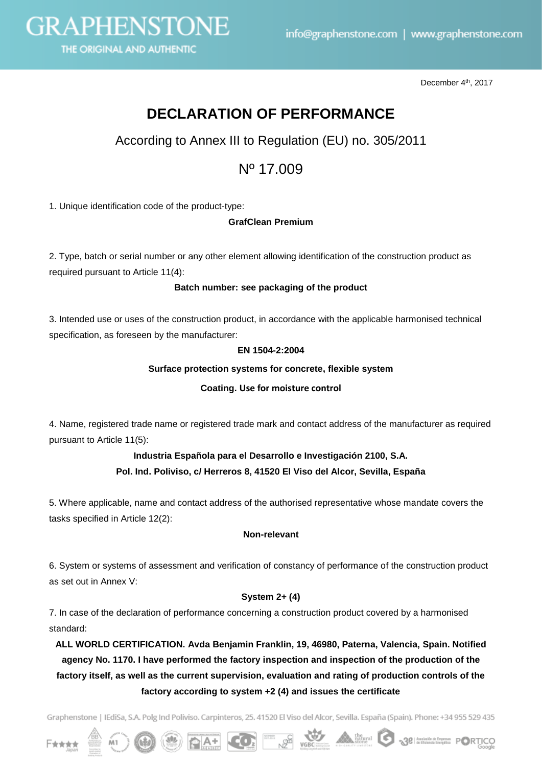December 4th, 2017

# DECLARATION OF PERFORMANCE

According to Annex III to Regulation (EU) no. 305/2011

Nº 17.009

1. Unique identification code of the product-type:

**GrafClean Premium**

2. Type, batch or serial number or any other element allowing identification of the construction product as required pursuant to Article 11(4):

**Batch number: see packaging of the product**

3. Intended use or uses of the construction product, in accordance with the applicable harmonised technical specification, as foreseen by the manufacturer:

**EN 1504-2:2004**

**Surface protection systems for concrete, flexible system**

**Coating. Use for moisture control**

4. Name, registered trade name or registered trade mark and contact address of the manufacturer as required pursuant to Article 11(5):

**Industria Española para el Desarrollo e Investigación 2100, S.A.**
**Pol. Ind. Poliviso, c/ Herreros 8, 41520 El Viso del Alcor, Sevilla, España**

5. Where applicable, name and contact address of the authorised representative whose mandate covers the tasks specified in Article 12(2):

**Non-relevant**

6. System or systems of assessment and verification of constancy of performance of the construction product as set out in Annex V:

**System 2+ (4)**

7. In case of the declaration of performance concerning a construction product covered by a harmonised standard:

**ALL WORLD CERTIFICATION. Avda Benjamin Franklin, 19, 46980, Paterna, Valencia, Spain. Notified agency No. 1170. I have performed the factory inspection and inspection of the production of the factory itself, as well as the current supervision, evaluation and rating of production controls of the factory according to system +2 (4) and issues the certificate**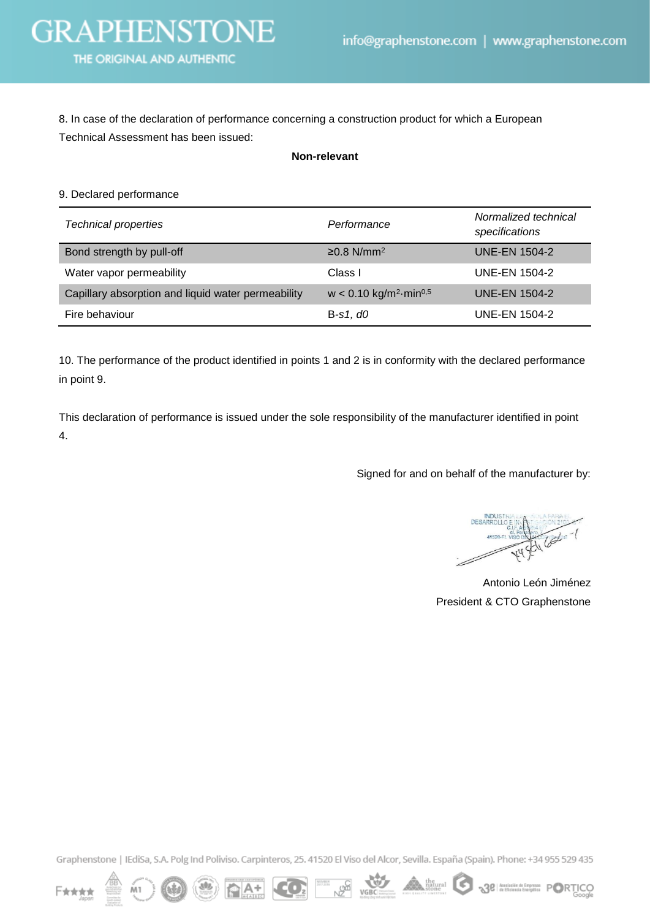8. In case of the declaration of performance concerning a construction product for which a European Technical Assessment has been issued:

**Non-relevant**

9. Declared performance

| *Technical properties* | *Performance* | *Normalized technical specifications* |
|---|---|---|
| Bond strength by pull-off | ≥0.8 $N/mm^2$ | UNE-EN 1504-2 |
| Water vapor permeability | Class I | UNE-EN 1504-2 |
| Capillary absorption and liquid water permeability | $w < 0.10\ kg/m^2 \cdot min^{0,5}$ | UNE-EN 1504-2 |
| Fire behaviour | B-*s1, d0* | UNE-EN 1504-2 |

10. The performance of the product identified in points 1 and 2 is in conformity with the declared performance in point 9.

This declaration of performance is issued under the sole responsibility of the manufacturer identified in point 4.

Signed for and on behalf of the manufacturer by:

Antonio León Jiménez
President & CTO Graphenstone